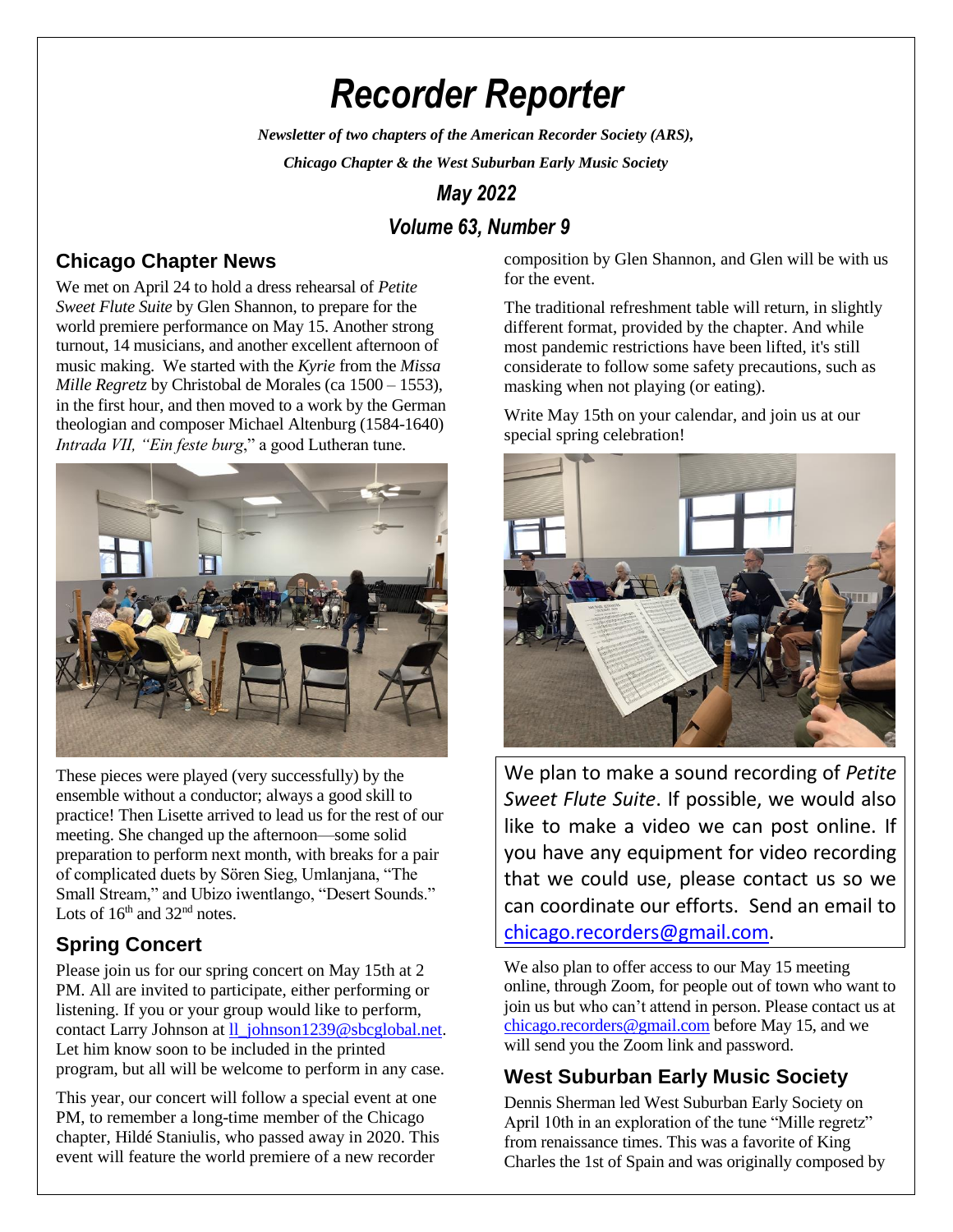# Recorder Reporter

***Newsletter of two chapters of the American Recorder Society (ARS),***

***Chicago Chapter & the West Suburban Early Music Society***

***May 2022***

***Volume 63, Number 9***

## Chicago Chapter News

We met on April 24 to hold a dress rehearsal of *Petite Sweet Flute Suite* by Glen Shannon, to prepare for the world premiere performance on May 15. Another strong turnout, 14 musicians, and another excellent afternoon of music making. We started with the *Kyrie* from the *Missa Mille Regretz* by Christobal de Morales (ca 1500 – 1553), in the first hour, and then moved to a work by the German theologian and composer Michael Altenburg (1584-1640) *Intrada VII, "Ein feste burg*," a good Lutheran tune.

These pieces were played (very successfully) by the ensemble without a conductor; always a good skill to practice! Then Lisette arrived to lead us for the rest of our meeting. She changed up the afternoon—some solid preparation to perform next month, with breaks for a pair of complicated duets by Sören Sieg, Umlanjana, "The Small Stream," and Ubizo iwentlango, "Desert Sounds." Lots of 16th and 32nd notes.

## Spring Concert

Please join us for our spring concert on May 15th at 2 PM. All are invited to participate, either performing or listening. If you or your group would like to perform, contact Larry Johnson at ll_johnson1239@sbcglobal.net. Let him know soon to be included in the printed program, but all will be welcome to perform in any case.

This year, our concert will follow a special event at one PM, to remember a long-time member of the Chicago chapter, Hildé Staniulis, who passed away in 2020. This event will feature the world premiere of a new recorder composition by Glen Shannon, and Glen will be with us for the event.

The traditional refreshment table will return, in slightly different format, provided by the chapter. And while most pandemic restrictions have been lifted, it's still considerate to follow some safety precautions, such as masking when not playing (or eating).

Write May 15th on your calendar, and join us at our special spring celebration!

We plan to make a sound recording of *Petite Sweet Flute Suite*. If possible, we would also like to make a video we can post online. If you have any equipment for video recording that we could use, please contact us so we can coordinate our efforts. Send an email to chicago.recorders@gmail.com.

We also plan to offer access to our May 15 meeting online, through Zoom, for people out of town who want to join us but who can't attend in person. Please contact us at chicago.recorders@gmail.com before May 15, and we will send you the Zoom link and password.

## West Suburban Early Music Society

Dennis Sherman led West Suburban Early Society on April 10th in an exploration of the tune "Mille regretz" from renaissance times. This was a favorite of King Charles the 1st of Spain and was originally composed by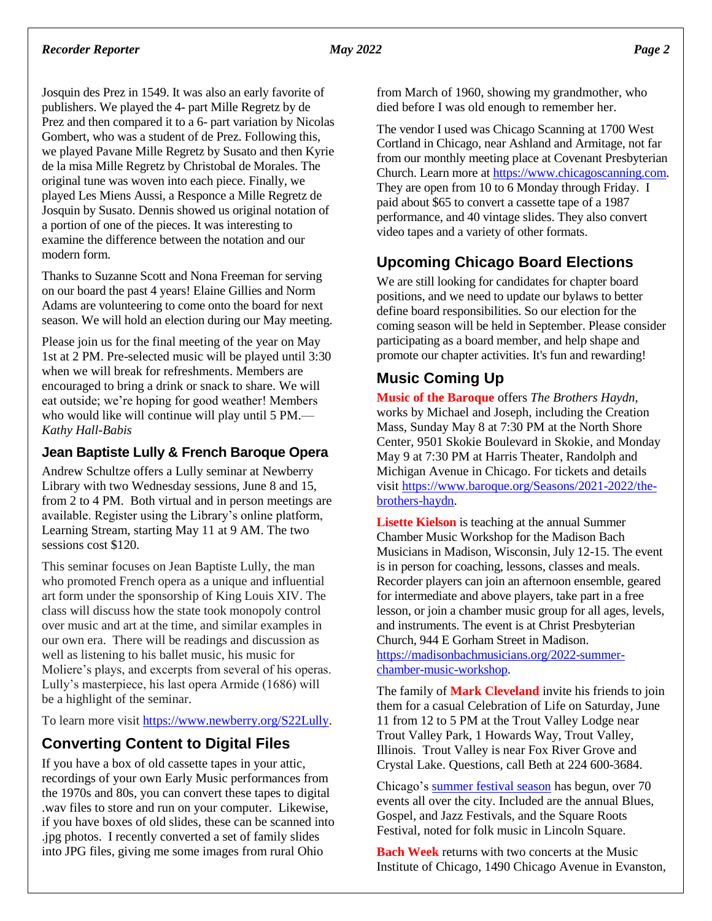Josquin des Prez in 1549. It was also an early favorite of publishers. We played the 4- part Mille Regretz by de Prez and then compared it to a 6- part variation by Nicolas Gombert, who was a student of de Prez. Following this, we played Pavane Mille Regretz by Susato and then Kyrie de la misa Mille Regretz by Christobal de Morales. The original tune was woven into each piece. Finally, we played Les Miens Aussi, a Responce a Mille Regretz de Josquin by Susato. Dennis showed us original notation of a portion of one of the pieces. It was interesting to examine the difference between the notation and our modern form.

Thanks to Suzanne Scott and Nona Freeman for serving on our board the past 4 years! Elaine Gillies and Norm Adams are volunteering to come onto the board for next season. We will hold an election during our May meeting.

Please join us for the final meeting of the year on May 1st at 2 PM. Pre-selected music will be played until 3:30 when we will break for refreshments. Members are encouraged to bring a drink or snack to share. We will eat outside; we're hoping for good weather! Members who would like will continue will play until 5 PM.—*Kathy Hall-Babis*

### Jean Baptiste Lully & French Baroque Opera

Andrew Schultze offers a Lully seminar at Newberry Library with two Wednesday sessions, June 8 and 15, from 2 to 4 PM. Both virtual and in person meetings are available. Register using the Library's online platform, Learning Stream, starting May 11 at 9 AM. The two sessions cost $120.

This seminar focuses on Jean Baptiste Lully, the man who promoted French opera as a unique and influential art form under the sponsorship of King Louis XIV. The class will discuss how the state took monopoly control over music and art at the time, and similar examples in our own era. There will be readings and discussion as well as listening to his ballet music, his music for Moliere's plays, and excerpts from several of his operas. Lully's masterpiece, his last opera Armide (1686) will be a highlight of the seminar.

To learn more visit https://www.newberry.org/S22Lully.

## Converting Content to Digital Files

If you have a box of old cassette tapes in your attic, recordings of your own Early Music performances from the 1970s and 80s, you can convert these tapes to digital .wav files to store and run on your computer. Likewise, if you have boxes of old slides, these can be scanned into .jpg photos. I recently converted a set of family slides into JPG files, giving me some images from rural Ohio from March of 1960, showing my grandmother, who died before I was old enough to remember her.

The vendor I used was Chicago Scanning at 1700 West Cortland in Chicago, near Ashland and Armitage, not far from our monthly meeting place at Covenant Presbyterian Church. Learn more at https://www.chicagoscanning.com. They are open from 10 to 6 Monday through Friday. I paid about $65 to convert a cassette tape of a 1987 performance, and 40 vintage slides. They also convert video tapes and a variety of other formats.

## Upcoming Chicago Board Elections

We are still looking for candidates for chapter board positions, and we need to update our bylaws to better define board responsibilities. So our election for the coming season will be held in September. Please consider participating as a board member, and help shape and promote our chapter activities. It's fun and rewarding!

## Music Coming Up

**Music of the Baroque** offers *The Brothers Haydn*, works by Michael and Joseph, including the Creation Mass, Sunday May 8 at 7:30 PM at the North Shore Center, 9501 Skokie Boulevard in Skokie, and Monday May 9 at 7:30 PM at Harris Theater, Randolph and Michigan Avenue in Chicago. For tickets and details visit https://www.baroque.org/Seasons/2021-2022/the-brothers-haydn.

**Lisette Kielson** is teaching at the annual Summer Chamber Music Workshop for the Madison Bach Musicians in Madison, Wisconsin, July 12-15. The event is in person for coaching, lessons, classes and meals. Recorder players can join an afternoon ensemble, geared for intermediate and above players, take part in a free lesson, or join a chamber music group for all ages, levels, and instruments. The event is at Christ Presbyterian Church, 944 E Gorham Street in Madison. https://madisonbachmusicians.org/2022-summer-chamber-music-workshop.

The family of **Mark Cleveland** invite his friends to join them for a casual Celebration of Life on Saturday, June 11 from 12 to 5 PM at the Trout Valley Lodge near Trout Valley Park, 1 Howards Way, Trout Valley, Illinois. Trout Valley is near Fox River Grove and Crystal Lake. Questions, call Beth at 224 600-3684.

Chicago's summer festival season has begun, over 70 events all over the city. Included are the annual Blues, Gospel, and Jazz Festivals, and the Square Roots Festival, noted for folk music in Lincoln Square.

**Bach Week** returns with two concerts at the Music Institute of Chicago, 1490 Chicago Avenue in Evanston,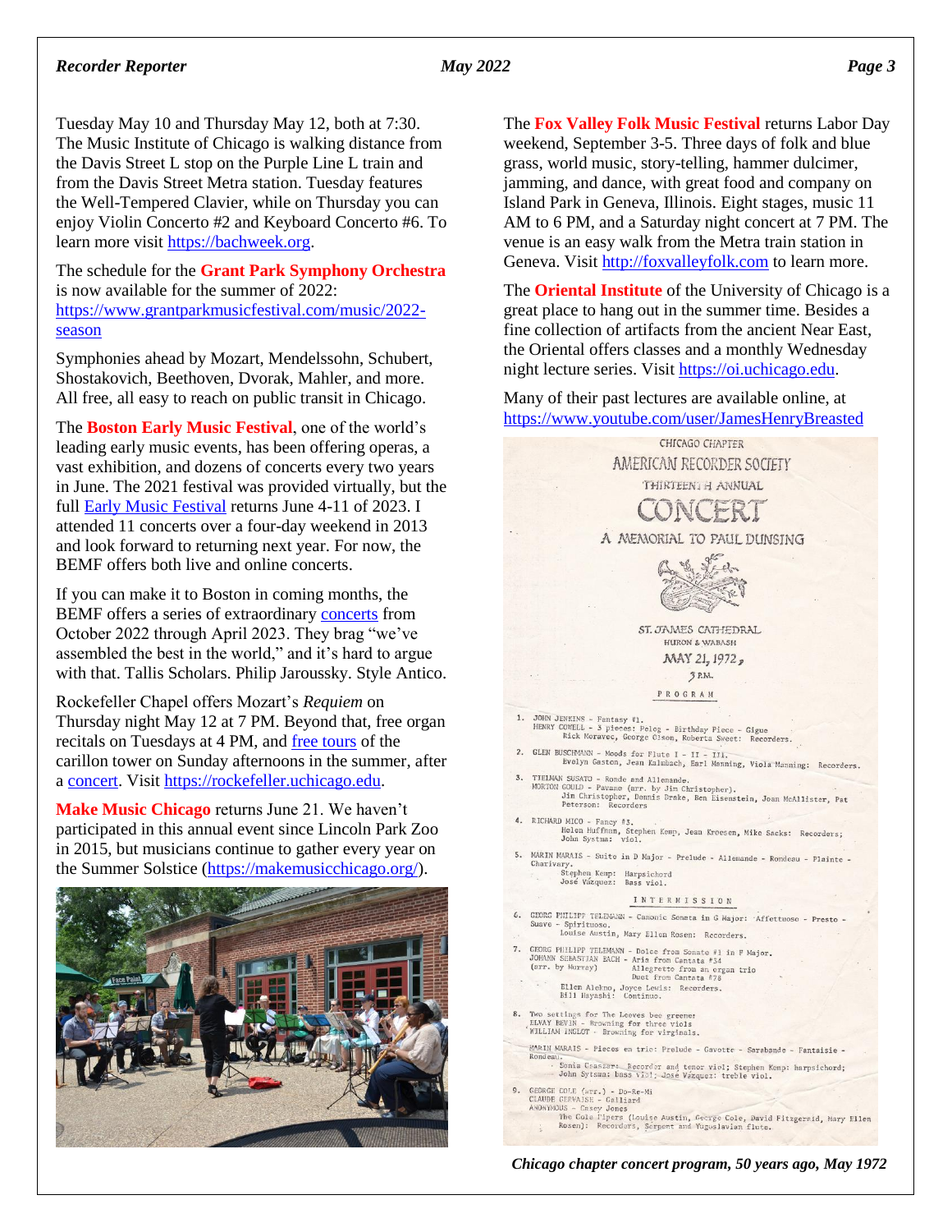Tuesday May 10 and Thursday May 12, both at 7:30. The Music Institute of Chicago is walking distance from the Davis Street L stop on the Purple Line L train and from the Davis Street Metra station. Tuesday features the Well-Tempered Clavier, while on Thursday you can enjoy Violin Concerto #2 and Keyboard Concerto #6. To learn more visit https://bachweek.org.

The schedule for the **Grant Park Symphony Orchestra** is now available for the summer of 2022: https://www.grantparkmusicfestival.com/music/2022-season

Symphonies ahead by Mozart, Mendelssohn, Schubert, Shostakovich, Beethoven, Dvorak, Mahler, and more. All free, all easy to reach on public transit in Chicago.

The **Boston Early Music Festival**, one of the world's leading early music events, has been offering operas, a vast exhibition, and dozens of concerts every two years in June. The 2021 festival was provided virtually, but the full Early Music Festival returns June 4-11 of 2023. I attended 11 concerts over a four-day weekend in 2013 and look forward to returning next year. For now, the BEMF offers both live and online concerts.

If you can make it to Boston in coming months, the BEMF offers a series of extraordinary concerts from October 2022 through April 2023. They brag "we've assembled the best in the world," and it's hard to argue with that. Tallis Scholars. Philip Jaroussky. Style Antico.

Rockefeller Chapel offers Mozart's *Requiem* on Thursday night May 12 at 7 PM. Beyond that, free organ recitals on Tuesdays at 4 PM, and free tours of the carillon tower on Sunday afternoons in the summer, after a concert. Visit https://rockefeller.uchicago.edu.

**Make Music Chicago** returns June 21. We haven't participated in this annual event since Lincoln Park Zoo in 2015, but musicians continue to gather every year on the Summer Solstice (https://makemusicchicago.org/).

The **Fox Valley Folk Music Festival** returns Labor Day weekend, September 3-5. Three days of folk and blue grass, world music, story-telling, hammer dulcimer, jamming, and dance, with great food and company on Island Park in Geneva, Illinois. Eight stages, music 11 AM to 6 PM, and a Saturday night concert at 7 PM. The venue is an easy walk from the Metra train station in Geneva. Visit http://foxvalleyfolk.com to learn more.

The **Oriental Institute** of the University of Chicago is a great place to hang out in the summer time. Besides a fine collection of artifacts from the ancient Near East, the Oriental offers classes and a monthly Wednesday night lecture series. Visit https://oi.uchicago.edu.

Many of their past lectures are available online, at https://www.youtube.com/user/JamesHenryBreasted

CHICAGO CHAPTER
AMERICAN RECORDER SOCIETY
THIRTEENTH ANNUAL
CONCERT
A MEMORIAL TO PAUL DUNSING

ST. JAMES CATHEDRAL
HURON & WABASH
MAY 21, 1972,
3 P.M.

PROGRAM

1. JOHN JENKINS - Fantasy #1.
   HENRY COWELL - 3 pieces: Prelog - Birthday Piece - Gigue
   Rick Moravec, George Olson, Roberta Sweet: Recorders.
2. GLEN BUSCHMANN - Moods for Flute I - II - III.
   Evelyn Gaston, Jean Kalmbach, Earl Manning, Viola Manning: Recorders.
3. TIELMAN SUSATO - Ronde and Allemande.
   MORTON GOULD - Pavane (arr. by Jim Christopher).
   Jim Christopher, Dennis Drake, Ben Eisenstein, Joan McAllister, Pat Peterson: Recorders
4. RICHARD MICO - Fancy #3.
   Helen Huffman, Stephen Kemp, Jean Kroesen, Mike Sacks: Recorders;
   John Systma: viol.
5. MARIN MARAIS - Suite in D Major - Prelude - Allemande - Rondeau - Plainte - Charivary.
   Stephen Kemp: Harpsichord
   José Vázquez: Bass viol.

INTERMISSION

6. GEORG PHILIPP TELEMANN - Canonic Sonata in G Major: Affettuoso - Presto - Soave - Spirituoso.
   Louise Austin, Mary Ellen Rosen: Recorders.
7. GEORG PHILIPP TELEMANN - Dolce from Sonata #1 in F Major.
   JOHANN SEBASTIAN BACH - Aria from Cantata #34
   (arr. by Murray) Allegretto from an organ trio
   Duet from Cantata #78
   Ellen Alekno, Joyce Lewis: Recorders.
   Bill Hayashi: Continuo.
8. Two settings for The Leaves bee greener
   ELWAY BEVIN - Browning for three viols
   WILLIAM INGLOT - Browning for virginals.
   MARIN MARAIS - Pieces en trio: Prelude - Gavotte - Sarabande - Fantaisie - Rondeau.
   Sonia Csaszar: Recorder and tenor viol; Stephen Kemp: harpsichord;
   John Sytsma: bass viol; José Vázquez: treble viol.
9. GEORGE COLE (arr.) - Do-Re-Mi
   CLAUDE GERVAISE - Galliard
   ANONYMOUS - Casey Jones
   The Cole Pipers (Louise Austin, George Cole, David Fitzgerald, Mary Ellen Rosen): Recorders, Serpent and Yugoslavian flute.

*Chicago chapter concert program, 50 years ago, May 1972*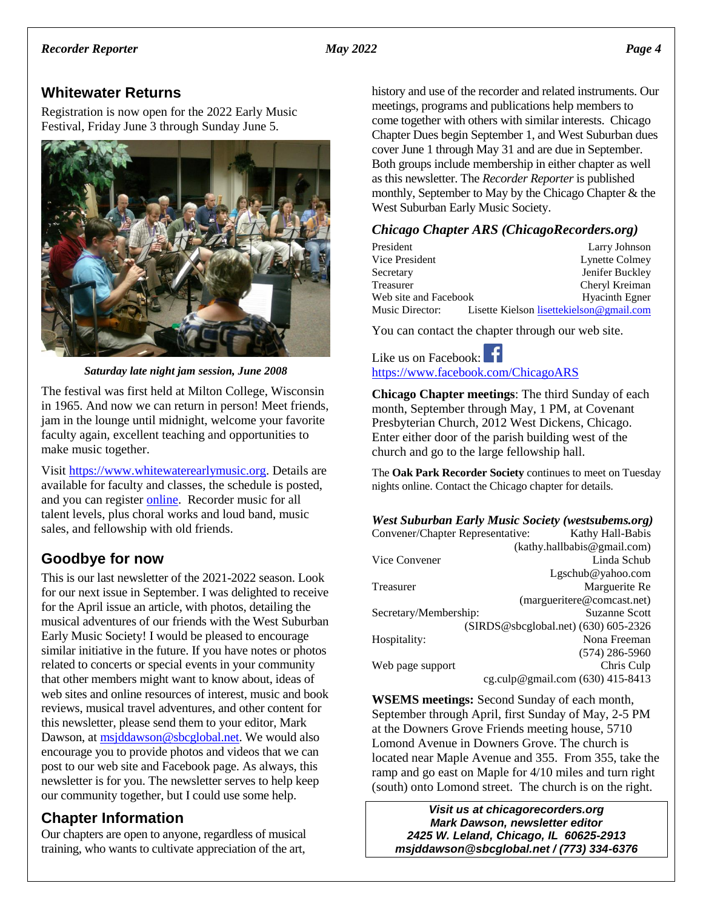## Whitewater Returns

Registration is now open for the 2022 Early Music Festival, Friday June 3 through Sunday June 5.

*Saturday late night jam session, June 2008*

The festival was first held at Milton College, Wisconsin in 1965. And now we can return in person! Meet friends, jam in the lounge until midnight, welcome your favorite faculty again, excellent teaching and opportunities to make music together.

Visit https://www.whitewaterearlymusic.org. Details are available for faculty and classes, the schedule is posted, and you can register online. Recorder music for all talent levels, plus choral works and loud band, music sales, and fellowship with old friends.

## Goodbye for now

This is our last newsletter of the 2021-2022 season. Look for our next issue in September. I was delighted to receive for the April issue an article, with photos, detailing the musical adventures of our friends with the West Suburban Early Music Society! I would be pleased to encourage similar initiative in the future. If you have notes or photos related to concerts or special events in your community that other members might want to know about, ideas of web sites and online resources of interest, music and book reviews, musical travel adventures, and other content for this newsletter, please send them to your editor, Mark Dawson, at msjddawson@sbcglobal.net. We would also encourage you to provide photos and videos that we can post to our web site and Facebook page. As always, this newsletter is for you. The newsletter serves to help keep our community together, but I could use some help.

## Chapter Information

Our chapters are open to anyone, regardless of musical training, who wants to cultivate appreciation of the art, history and use of the recorder and related instruments. Our meetings, programs and publications help members to come together with others with similar interests. Chicago Chapter Dues begin September 1, and West Suburban dues cover June 1 through May 31 and are due in September. Both groups include membership in either chapter as well as this newsletter. The *Recorder Reporter* is published monthly, September to May by the Chicago Chapter & the West Suburban Early Music Society.

### *Chicago Chapter ARS (ChicagoRecorders.org)*

| | |
|---|---|
| President | Larry Johnson |
| Vice President | Lynette Colmey |
| Secretary | Jenifer Buckley |
| Treasurer | Cheryl Kreiman |
| Web site and Facebook | Hyacinth Egner |
| Music Director: | Lisette Kielson lisettekielson@gmail.com |

You can contact the chapter through our web site.

Like us on Facebook:
https://www.facebook.com/ChicagoARS

**Chicago Chapter meetings**: The third Sunday of each month, September through May, 1 PM, at Covenant Presbyterian Church, 2012 West Dickens, Chicago. Enter either door of the parish building west of the church and go to the large fellowship hall.

The **Oak Park Recorder Society** continues to meet on Tuesday nights online. Contact the Chicago chapter for details.

### *West Suburban Early Music Society (westsubems.org)*

| | |
|---|---|
| Convener/Chapter Representative: | Kathy Hall-Babis (kathy.hallbabis@gmail.com) |
| Vice Convener | Linda Schub Lgschub@yahoo.com |
| Treasurer | Marguerite Re (margueritere@comcast.net) |
| Secretary/Membership: | Suzanne Scott (SIRDS@sbcglobal.net) (630) 605-2326 |
| Hospitality: | Nona Freeman (574) 286-5960 |
| Web page support | Chris Culp cg.culp@gmail.com (630) 415-8413 |

**WSEMS meetings:** Second Sunday of each month, September through April, first Sunday of May, 2-5 PM at the Downers Grove Friends meeting house, 5710 Lomond Avenue in Downers Grove. The church is located near Maple Avenue and 355. From 355, take the ramp and go east on Maple for 4/10 miles and turn right (south) onto Lomond street. The church is on the right.

***Visit us at chicagorecorders.org***
***Mark Dawson, newsletter editor***
***2425 W. Leland, Chicago, IL 60625-2913***
***msjddawson@sbcglobal.net / (773) 334-6376***